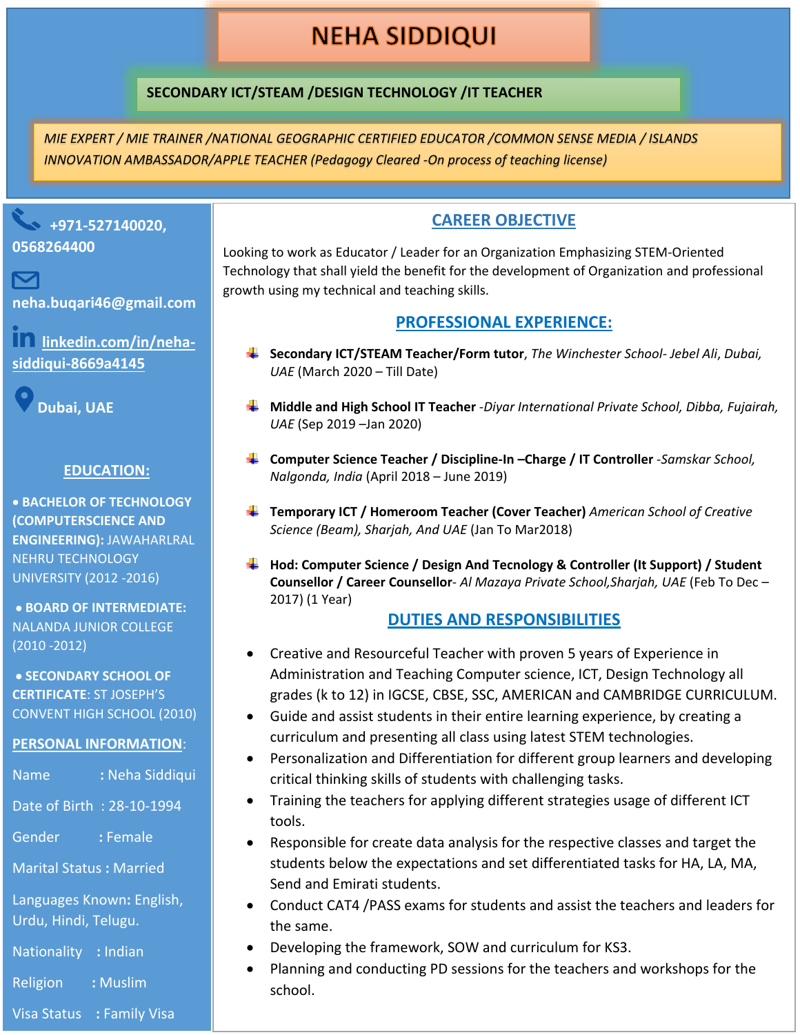# NEHA SIDDIQUI

## SECONDARY ICT/STEAM /DESIGN TECHNOLOGY /IT TEACHER

*MIE EXPERT / MIE TRAINER /NATIONAL GEOGRAPHIC CERTIFIED EDUCATOR /COMMON SENSE MEDIA / ISLANDS INNOVATION AMBASSADOR/APPLE TEACHER (Pedagogy Cleared -On process of teaching license)*

**+971-527140020, 0568264400**

**neha.buqari46@gmail.com**

**linkedin.com/in/neha-siddiqui-8669a4145**

**Dubai, UAE**

## EDUCATION:

- **BACHELOR OF TECHNOLOGY (COMPUTERSCIENCE AND ENGINEERING):** JAWAHARLRAL NEHRU TECHNOLOGY UNIVERSITY (2012 -2016)
- **BOARD OF INTERMEDIATE:** NALANDA JUNIOR COLLEGE (2010 -2012)
- **SECONDARY SCHOOL OF CERTIFICATE**: ST JOSEPH'S CONVENT HIGH SCHOOL (2010)

## PERSONAL INFORMATION:

Name : Neha Siddiqui

Date of Birth : 28-10-1994

Gender : Female

Marital Status : Married

Languages Known: English, Urdu, Hindi, Telugu.

Nationality : Indian

Religion : Muslim

Visa Status : Family Visa

## CAREER OBJECTIVE

Looking to work as Educator / Leader for an Organization Emphasizing STEM-Oriented Technology that shall yield the benefit for the development of Organization and professional growth using my technical and teaching skills.

## PROFESSIONAL EXPERIENCE:

- **Secondary ICT/STEAM Teacher/Form tutor**, *The Winchester School- Jebel Ali, Dubai, UAE* (March 2020 – Till Date)
- **Middle and High School IT Teacher** -*Diyar International Private School, Dibba, Fujairah, UAE* (Sep 2019 –Jan 2020)
- **Computer Science Teacher / Discipline-In –Charge / IT Controller** -*Samskar School, Nalgonda, India* (April 2018 – June 2019)
- **Temporary ICT / Homeroom Teacher (Cover Teacher)** *American School of Creative Science (Beam), Sharjah, And UAE* (Jan To Mar2018)
- **Hod: Computer Science / Design And Tecnology & Controller (It Support) / Student Counsellor / Career Counsellor**- *Al Mazaya Private School,Sharjah, UAE* (Feb To Dec – 2017) (1 Year)

## DUTIES AND RESPONSIBILITIES

- Creative and Resourceful Teacher with proven 5 years of Experience in Administration and Teaching Computer science, ICT, Design Technology all grades (k to 12) in IGCSE, CBSE, SSC, AMERICAN and CAMBRIDGE CURRICULUM.
- Guide and assist students in their entire learning experience, by creating a curriculum and presenting all class using latest STEM technologies.
- Personalization and Differentiation for different group learners and developing critical thinking skills of students with challenging tasks.
- Training the teachers for applying different strategies usage of different ICT tools.
- Responsible for create data analysis for the respective classes and target the students below the expectations and set differentiated tasks for HA, LA, MA, Send and Emirati students.
- Conduct CAT4 /PASS exams for students and assist the teachers and leaders for the same.
- Developing the framework, SOW and curriculum for KS3.
- Planning and conducting PD sessions for the teachers and workshops for the school.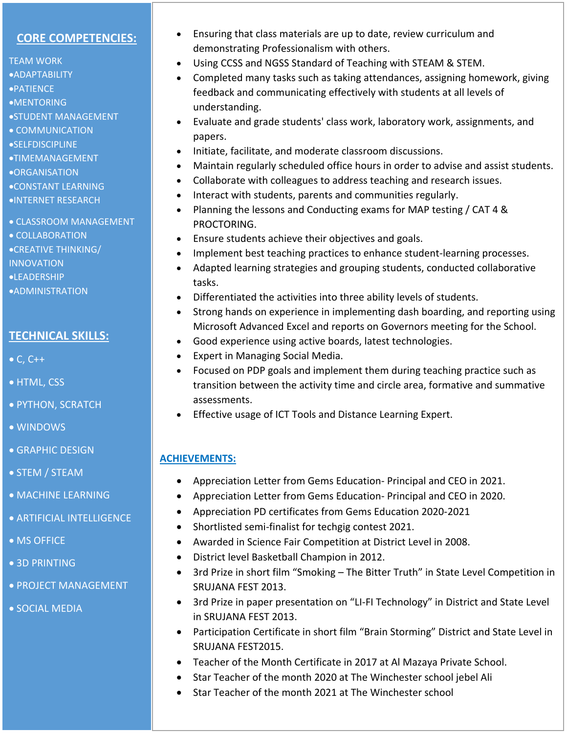## CORE COMPETENCIES:

- TEAM WORK
- ADAPTABILITY
- PATIENCE
- MENTORING
- STUDENT MANAGEMENT
- COMMUNICATION
- SELFDISCIPLINE
- TIMEMANAGEMENT
- ORGANISATION
- CONSTANT LEARNING
- INTERNET RESEARCH
- CLASSROOM MANAGEMENT
- COLLABORATION
- CREATIVE THINKING/ INNOVATION
- LEADERSHIP
- ADMINISTRATION

## TECHNICAL SKILLS:

- C, C++
- HTML, CSS
- PYTHON, SCRATCH
- WINDOWS
- GRAPHIC DESIGN
- STEM / STEAM
- MACHINE LEARNING
- ARTIFICIAL INTELLIGENCE
- MS OFFICE
- 3D PRINTING
- PROJECT MANAGEMENT
- SOCIAL MEDIA

---

- Ensuring that class materials are up to date, review curriculum and demonstrating Professionalism with others.
- Using CCSS and NGSS Standard of Teaching with STEAM & STEM.
- Completed many tasks such as taking attendances, assigning homework, giving feedback and communicating effectively with students at all levels of understanding.
- Evaluate and grade students' class work, laboratory work, assignments, and papers.
- Initiate, facilitate, and moderate classroom discussions.
- Maintain regularly scheduled office hours in order to advise and assist students.
- Collaborate with colleagues to address teaching and research issues.
- Interact with students, parents and communities regularly.
- Planning the lessons and Conducting exams for MAP testing / CAT 4 & PROCTORING.
- Ensure students achieve their objectives and goals.
- Implement best teaching practices to enhance student-learning processes.
- Adapted learning strategies and grouping students, conducted collaborative tasks.
- Differentiated the activities into three ability levels of students.
- Strong hands on experience in implementing dash boarding, and reporting using Microsoft Advanced Excel and reports on Governors meeting for the School.
- Good experience using active boards, latest technologies.
- Expert in Managing Social Media.
- Focused on PDP goals and implement them during teaching practice such as transition between the activity time and circle area, formative and summative assessments.
- Effective usage of ICT Tools and Distance Learning Expert.

## ACHIEVEMENTS:

- Appreciation Letter from Gems Education- Principal and CEO in 2021.
- Appreciation Letter from Gems Education- Principal and CEO in 2020.
- Appreciation PD certificates from Gems Education 2020-2021
- Shortlisted semi-finalist for techgig contest 2021.
- Awarded in Science Fair Competition at District Level in 2008.
- District level Basketball Champion in 2012.
- 3rd Prize in short film "Smoking – The Bitter Truth" in State Level Competition in SRUJANA FEST 2013.
- 3rd Prize in paper presentation on "LI-FI Technology" in District and State Level in SRUJANA FEST 2013.
- Participation Certificate in short film "Brain Storming" District and State Level in SRUJANA FEST2015.
- Teacher of the Month Certificate in 2017 at Al Mazaya Private School.
- Star Teacher of the month 2020 at The Winchester school jebel Ali
- Star Teacher of the month 2021 at The Winchester school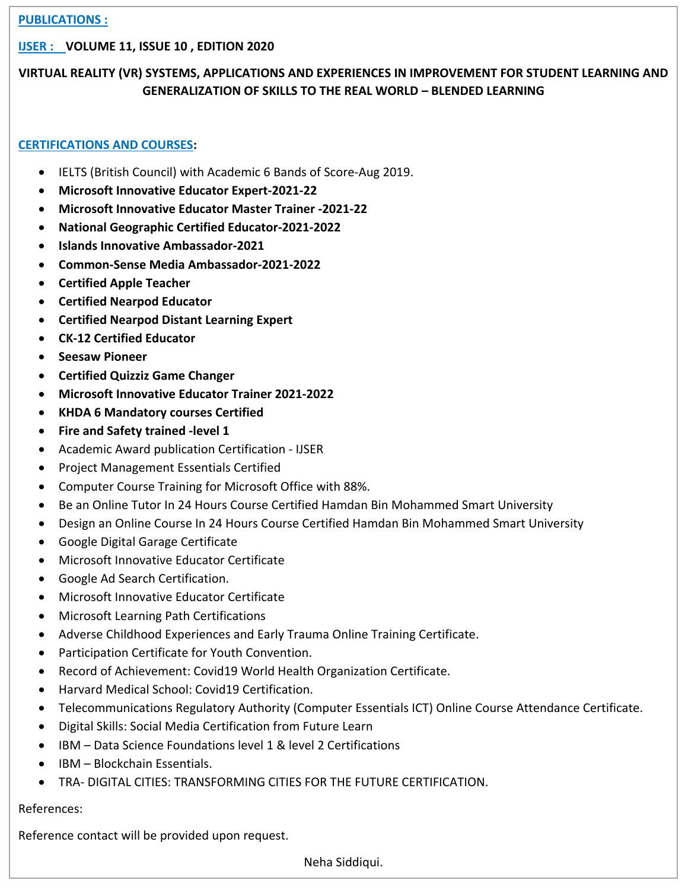## PUBLICATIONS :

**IJSER : VOLUME 11, ISSUE 10 , EDITION 2020**

**VIRTUAL REALITY (VR) SYSTEMS, APPLICATIONS AND EXPERIENCES IN IMPROVEMENT FOR STUDENT LEARNING AND GENERALIZATION OF SKILLS TO THE REAL WORLD – BLENDED LEARNING**

## CERTIFICATIONS AND COURSES:

- IELTS (British Council) with Academic 6 Bands of Score-Aug 2019.
- **Microsoft Innovative Educator Expert-2021-22**
- **Microsoft Innovative Educator Master Trainer -2021-22**
- **National Geographic Certified Educator-2021-2022**
- **Islands Innovative Ambassador-2021**
- **Common-Sense Media Ambassador-2021-2022**
- **Certified Apple Teacher**
- **Certified Nearpod Educator**
- **Certified Nearpod Distant Learning Expert**
- **CK-12 Certified Educator**
- **Seesaw Pioneer**
- **Certified Quizziz Game Changer**
- **Microsoft Innovative Educator Trainer 2021-2022**
- **KHDA 6 Mandatory courses Certified**
- **Fire and Safety trained -level 1**
- Academic Award publication Certification - IJSER
- Project Management Essentials Certified
- Computer Course Training for Microsoft Office with 88%.
- Be an Online Tutor In 24 Hours Course Certified Hamdan Bin Mohammed Smart University
- Design an Online Course In 24 Hours Course Certified Hamdan Bin Mohammed Smart University
- Google Digital Garage Certificate
- Microsoft Innovative Educator Certificate
- Google Ad Search Certification.
- Microsoft Innovative Educator Certificate
- Microsoft Learning Path Certifications
- Adverse Childhood Experiences and Early Trauma Online Training Certificate.
- Participation Certificate for Youth Convention.
- Record of Achievement: Covid19 World Health Organization Certificate.
- Harvard Medical School: Covid19 Certification.
- Telecommunications Regulatory Authority (Computer Essentials ICT) Online Course Attendance Certificate.
- Digital Skills: Social Media Certification from Future Learn
- IBM – Data Science Foundations level 1 & level 2 Certifications
- IBM – Blockchain Essentials.
- TRA- DIGITAL CITIES: TRANSFORMING CITIES FOR THE FUTURE CERTIFICATION.

References:

Reference contact will be provided upon request.

Neha Siddiqui.